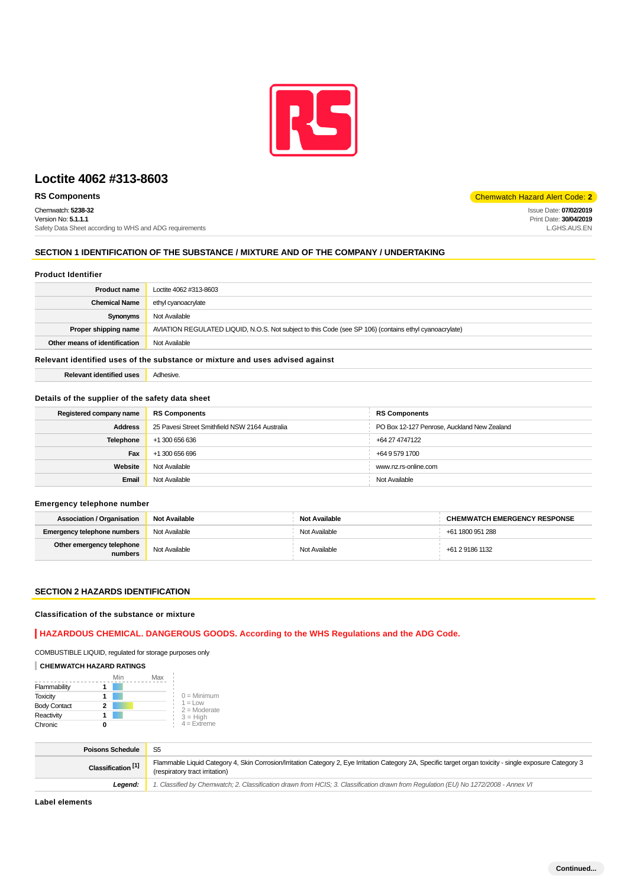# Loctite 4062 #313-8603

**RS Components**

Chemwatch Hazard Alert Code: **2**

Chemwatch: **5238-32**
Version No: **5.1.1.1**
Safety Data Sheet according to WHS and ADG requirements

Issue Date: **07/02/2019**
Print Date: **30/04/2019**
L.GHS.AUS.EN

## SECTION 1 IDENTIFICATION OF THE SUBSTANCE / MIXTURE AND OF THE COMPANY / UNDERTAKING

### Product Identifier

| | |
|---|---|
| **Product name** | Loctite 4062 #313-8603 |
| **Chemical Name** | ethyl cyanoacrylate |
| **Synonyms** | Not Available |
| **Proper shipping name** | AVIATION REGULATED LIQUID, N.O.S. Not subject to this Code (see SP 106) (contains ethyl cyanoacrylate) |
| **Other means of identification** | Not Available |

### Relevant identified uses of the substance or mixture and uses advised against

| | |
|---|---|
| **Relevant identified uses** | Adhesive. |

### Details of the supplier of the safety data sheet

| | | |
|---|---|---|
| **Registered company name** | **RS Components** | **RS Components** |
| **Address** | 25 Pavesi Street Smithfield NSW 2164 Australia | PO Box 12-127 Penrose, Auckland New Zealand |
| **Telephone** | +1 300 656 636 | +64 27 4747122 |
| **Fax** | +1 300 656 696 | +64 9 579 1700 |
| **Website** | Not Available | www.nz.rs-online.com |
| **Email** | Not Available | Not Available |

### Emergency telephone number

| | | | |
|---|---|---|---|
| **Association / Organisation** | **Not Available** | **Not Available** | **CHEMWATCH EMERGENCY RESPONSE** |
| **Emergency telephone numbers** | Not Available | Not Available | +61 1800 951 288 |
| **Other emergency telephone numbers** | Not Available | Not Available | +61 2 9186 1132 |

## SECTION 2 HAZARDS IDENTIFICATION

### Classification of the substance or mixture

**HAZARDOUS CHEMICAL. DANGEROUS GOODS. According to the WHS Regulations and the ADG Code.**

COMBUSTIBLE LIQUID, regulated for storage purposes only

**CHEMWATCH HAZARD RATINGS**

| | Min/Max |
|---|---|
| Flammability | 1 |
| Toxicity | 1 |
| Body Contact | 2 |
| Reactivity | 1 |
| Chronic | 0 |

0 = Minimum
1 = Low
2 = Moderate
3 = High
4 = Extreme

| | |
|---|---|
| **Poisons Schedule** | S5 |
| **Classification [1]** | Flammable Liquid Category 4, Skin Corrosion/Irritation Category 2, Eye Irritation Category 2A, Specific target organ toxicity - single exposure Category 3 (respiratory tract irritation) |
| ***Legend:*** | *1. Classified by Chemwatch; 2. Classification drawn from HCIS; 3. Classification drawn from Regulation (EU) No 1272/2008 - Annex VI* |

### Label elements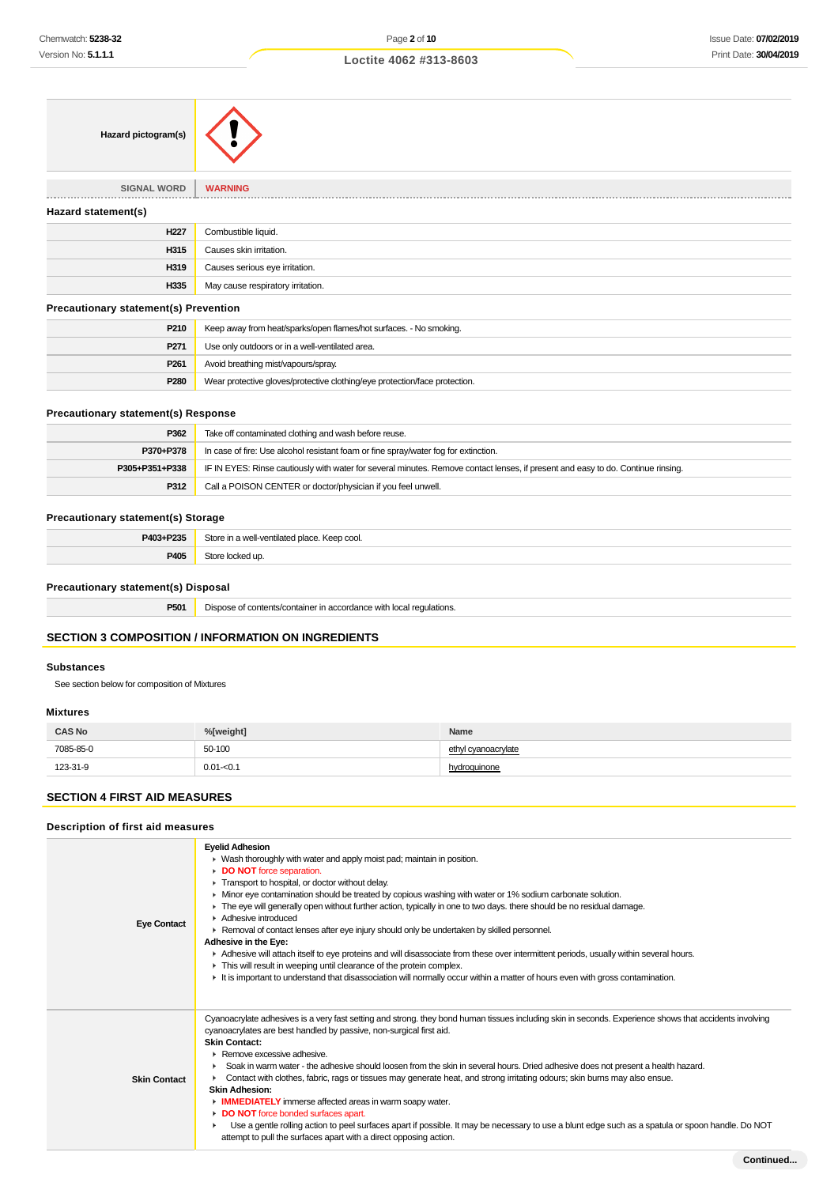| | |
|---|---|
| **Hazard pictogram(s)** | |
| SIGNAL WORD | WARNING |

### Hazard statement(s)

| | |
|---|---|
| **H227** | Combustible liquid. |
| **H315** | Causes skin irritation. |
| **H319** | Causes serious eye irritation. |
| **H335** | May cause respiratory irritation. |

### Precautionary statement(s) Prevention

| | |
|---|---|
| **P210** | Keep away from heat/sparks/open flames/hot surfaces. - No smoking. |
| **P271** | Use only outdoors or in a well-ventilated area. |
| **P261** | Avoid breathing mist/vapours/spray. |
| **P280** | Wear protective gloves/protective clothing/eye protection/face protection. |

### Precautionary statement(s) Response

| | |
|---|---|
| **P362** | Take off contaminated clothing and wash before reuse. |
| **P370+P378** | In case of fire: Use alcohol resistant foam or fine spray/water fog for extinction. |
| **P305+P351+P338** | IF IN EYES: Rinse cautiously with water for several minutes. Remove contact lenses, if present and easy to do. Continue rinsing. |
| **P312** | Call a POISON CENTER or doctor/physician if you feel unwell. |

### Precautionary statement(s) Storage

| | |
|---|---|
| **P403+P235** | Store in a well-ventilated place. Keep cool. |
| **P405** | Store locked up. |

### Precautionary statement(s) Disposal

| | |
|---|---|
| **P501** | Dispose of contents/container in accordance with local regulations. |

## SECTION 3 COMPOSITION / INFORMATION ON INGREDIENTS

### Substances

See section below for composition of Mixtures

### Mixtures

| CAS No | %[weight] | Name |
|---|---|---|
| 7085-85-0 | 50-100 | ethyl cyanoacrylate |
| 123-31-9 | 0.01-<0.1 | hydroquinone |

## SECTION 4 FIRST AID MEASURES

### Description of first aid measures

| | |
|---|---|
| **Eye Contact** | **Eyelid Adhesion**<br>▸ Wash thoroughly with water and apply moist pad; maintain in position.<br>▸ **DO NOT** force separation.<br>▸ Transport to hospital, or doctor without delay.<br>▸ Minor eye contamination should be treated by copious washing with water or 1% sodium carbonate solution.<br>▸ The eye will generally open without further action, typically in one to two days. there should be no residual damage.<br>▸ Adhesive introduced<br>▸ Removal of contact lenses after eye injury should only be undertaken by skilled personnel.<br>**Adhesive in the Eye:**<br>▸ Adhesive will attach itself to eye proteins and will disassociate from these over intermittent periods, usually within several hours.<br>▸ This will result in weeping until clearance of the protein complex.<br>▸ It is important to understand that disassociation will normally occur within a matter of hours even with gross contamination. |
| **Skin Contact** | Cyanoacrylate adhesives is a very fast setting and strong. they bond human tissues including skin in seconds. Experience shows that accidents involving cyanoacrylates are best handled by passive, non-surgical first aid.<br>**Skin Contact:**<br>▸ Remove excessive adhesive.<br>▸ Soak in warm water - the adhesive should loosen from the skin in several hours. Dried adhesive does not present a health hazard.<br>▸ Contact with clothes, fabric, rags or tissues may generate heat, and strong irritating odours; skin burns may also ensue.<br>**Skin Adhesion:**<br>▸ **IMMEDIATELY** immerse affected areas in warm soapy water.<br>▸ **DO NOT** force bonded surfaces apart.<br>▸ Use a gentle rolling action to peel surfaces apart if possible. It may be necessary to use a blunt edge such as a spatula or spoon handle. Do NOT attempt to pull the surfaces apart with a direct opposing action. |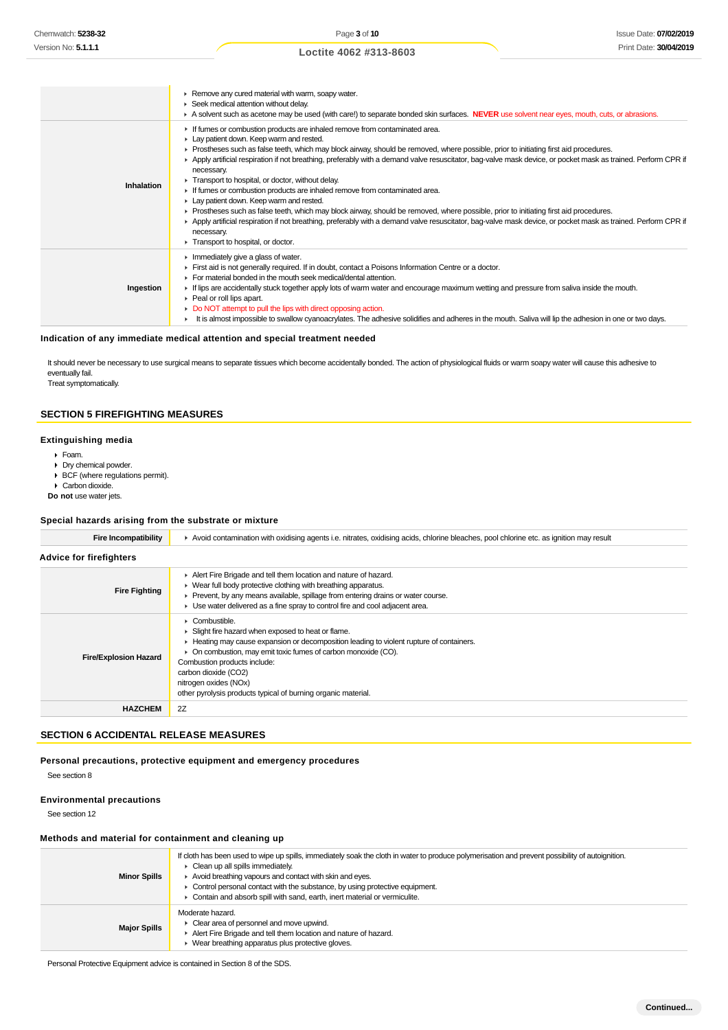| | |
|---|---|
| | ▸ Remove any cured material with warm, soapy water.<br>▸ Seek medical attention without delay.<br>▸ A solvent such as acetone may be used (with care!) to separate bonded skin surfaces. **NEVER** use solvent near eyes, mouth, cuts, or abrasions. |
| **Inhalation** | ▸ If fumes or combustion products are inhaled remove from contaminated area.<br>▸ Lay patient down. Keep warm and rested.<br>▸ Prostheses such as false teeth, which may block airway, should be removed, where possible, prior to initiating first aid procedures.<br>▸ Apply artificial respiration if not breathing, preferably with a demand valve resuscitator, bag-valve mask device, or pocket mask as trained. Perform CPR if necessary.<br>▸ Transport to hospital, or doctor, without delay.<br>▸ If fumes or combustion products are inhaled remove from contaminated area.<br>▸ Lay patient down. Keep warm and rested.<br>▸ Prostheses such as false teeth, which may block airway, should be removed, where possible, prior to initiating first aid procedures.<br>▸ Apply artificial respiration if not breathing, preferably with a demand valve resuscitator, bag-valve mask device, or pocket mask as trained. Perform CPR if necessary.<br>▸ Transport to hospital, or doctor. |
| **Ingestion** | ▸ Immediately give a glass of water.<br>▸ First aid is not generally required. If in doubt, contact a Poisons Information Centre or a doctor.<br>▸ For material bonded in the mouth seek medical/dental attention.<br>▸ If lips are accidentally stuck together apply lots of warm water and encourage maximum wetting and pressure from saliva inside the mouth.<br>▸ Peal or roll lips apart.<br>▸ Do NOT attempt to pull the lips with direct opposing action.<br>▸ It is almost impossible to swallow cyanoacrylates. The adhesive solidifies and adheres in the mouth. Saliva will lip the adhesion in one or two days. |

### Indication of any immediate medical attention and special treatment needed

It should never be necessary to use surgical means to separate tissues which become accidentally bonded. The action of physiological fluids or warm soapy water will cause this adhesive to eventually fail.
Treat symptomatically.

## SECTION 5 FIREFIGHTING MEASURES

### Extinguishing media

- Foam.
- Dry chemical powder.
- BCF (where regulations permit).
- Carbon dioxide.

**Do not** use water jets.

### Special hazards arising from the substrate or mixture

| | |
|---|---|
| **Fire Incompatibility** | ▸ Avoid contamination with oxidising agents i.e. nitrates, oxidising acids, chlorine bleaches, pool chlorine etc. as ignition may result |

### Advice for firefighters

| | |
|---|---|
| **Fire Fighting** | ▸ Alert Fire Brigade and tell them location and nature of hazard.<br>▸ Wear full body protective clothing with breathing apparatus.<br>▸ Prevent, by any means available, spillage from entering drains or water course.<br>▸ Use water delivered as a fine spray to control fire and cool adjacent area. |
| **Fire/Explosion Hazard** | ▸ Combustible.<br>▸ Slight fire hazard when exposed to heat or flame.<br>▸ Heating may cause expansion or decomposition leading to violent rupture of containers.<br>▸ On combustion, may emit toxic fumes of carbon monoxide (CO).<br>Combustion products include:<br>carbon dioxide ($CO_2$)<br>nitrogen oxides (NOx)<br>other pyrolysis products typical of burning organic material. |
| **HAZCHEM** | 2Z |

## SECTION 6 ACCIDENTAL RELEASE MEASURES

### Personal precautions, protective equipment and emergency procedures

See section 8

### Environmental precautions

See section 12

### Methods and material for containment and cleaning up

| | |
|---|---|
| **Minor Spills** | If cloth has been used to wipe up spills, immediately soak the cloth in water to produce polymerisation and prevent possibility of autoignition.<br>▸ Clean up all spills immediately.<br>▸ Avoid breathing vapours and contact with skin and eyes.<br>▸ Control personal contact with the substance, by using protective equipment.<br>▸ Contain and absorb spill with sand, earth, inert material or vermiculite. |
| **Major Spills** | Moderate hazard.<br>▸ Clear area of personnel and move upwind.<br>▸ Alert Fire Brigade and tell them location and nature of hazard.<br>▸ Wear breathing apparatus plus protective gloves. |

Personal Protective Equipment advice is contained in Section 8 of the SDS.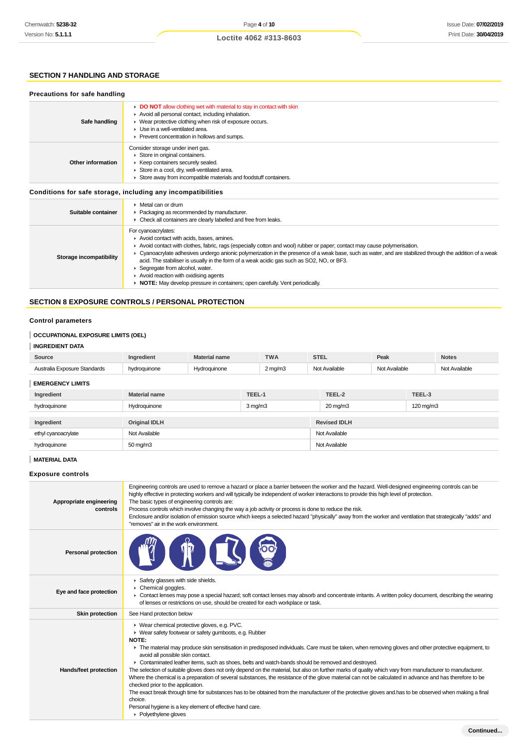## SECTION 7 HANDLING AND STORAGE

### Precautions for safe handling

| | |
|---|---|
| **Safe handling** | ▸ **DO NOT** allow clothing wet with material to stay in contact with skin<br>▸ Avoid all personal contact, including inhalation.<br>▸ Wear protective clothing when risk of exposure occurs.<br>▸ Use in a well-ventilated area.<br>▸ Prevent concentration in hollows and sumps. |
| **Other information** | Consider storage under inert gas.<br>▸ Store in original containers.<br>▸ Keep containers securely sealed.<br>▸ Store in a cool, dry, well-ventilated area.<br>▸ Store away from incompatible materials and foodstuff containers. |

### Conditions for safe storage, including any incompatibilities

| | |
|---|---|
| **Suitable container** | ▸ Metal can or drum<br>▸ Packaging as recommended by manufacturer.<br>▸ Check all containers are clearly labelled and free from leaks. |
| **Storage incompatibility** | For cyanoacrylates:<br>▸ Avoid contact with acids, bases, amines.<br>▸ Avoid contact with clothes, fabric, rags (especially cotton and wool) rubber or paper; contact may cause polymerisation.<br>▸ Cyanoacrylate adhesives undergo anionic polymerization in the presence of a weak base, such as water, and are stabilized through the addition of a weak acid. The stabiliser is usually in the form of a weak acidic gas such as SO2, NO, or BF3.<br>▸ Segregate from alcohol, water.<br>▸ Avoid reaction with oxidising agents<br>▸ **NOTE:** May develop pressure in containers; open carefully. Vent periodically. |

## SECTION 8 EXPOSURE CONTROLS / PERSONAL PROTECTION

### Control parameters

**OCCUPATIONAL EXPOSURE LIMITS (OEL)**

**INGREDIENT DATA**

| Source | Ingredient | Material name | TWA | STEL | Peak | Notes |
|---|---|---|---|---|---|---|
| Australia Exposure Standards | hydroquinone | Hydroquinone | 2 mg/m3 | Not Available | Not Available | Not Available |

**EMERGENCY LIMITS**

| Ingredient | Material name | TEEL-1 | TEEL-2 | TEEL-3 |
|---|---|---|---|---|
| hydroquinone | Hydroquinone | 3 mg/m3 | 20 mg/m3 | 120 mg/m3 |

| Ingredient | Original IDLH | Revised IDLH |
|---|---|---|
| ethyl cyanoacrylate | Not Available | Not Available |
| hydroquinone | 50 mg/m3 | Not Available |

**MATERIAL DATA**

### Exposure controls

| | |
|---|---|
| **Appropriate engineering controls** | Engineering controls are used to remove a hazard or place a barrier between the worker and the hazard. Well-designed engineering controls can be highly effective in protecting workers and will typically be independent of worker interactions to provide this high level of protection.<br>The basic types of engineering controls are:<br>Process controls which involve changing the way a job activity or process is done to reduce the risk.<br>Enclosure and/or isolation of emission source which keeps a selected hazard "physically" away from the worker and ventilation that strategically "adds" and "removes" air in the work environment. |
| **Personal protection** | |
| **Eye and face protection** | ▸ Safety glasses with side shields.<br>▸ Chemical goggles.<br>▸ Contact lenses may pose a special hazard; soft contact lenses may absorb and concentrate irritants. A written policy document, describing the wearing of lenses or restrictions on use, should be created for each workplace or task. |
| **Skin protection** | See Hand protection below |
| **Hands/feet protection** | ▸ Wear chemical protective gloves, e.g. PVC.<br>▸ Wear safety footwear or safety gumboots, e.g. Rubber<br>**NOTE:**<br>▸ The material may produce skin sensitisation in predisposed individuals. Care must be taken, when removing gloves and other protective equipment, to avoid all possible skin contact.<br>▸ Contaminated leather items, such as shoes, belts and watch-bands should be removed and destroyed.<br>The selection of suitable gloves does not only depend on the material, but also on further marks of quality which vary from manufacturer to manufacturer. Where the chemical is a preparation of several substances, the resistance of the glove material can not be calculated in advance and has therefore to be checked prior to the application.<br>The exact break through time for substances has to be obtained from the manufacturer of the protective gloves and.has to be observed when making a final choice.<br>Personal hygiene is a key element of effective hand care.<br>▸ Polyethylene gloves |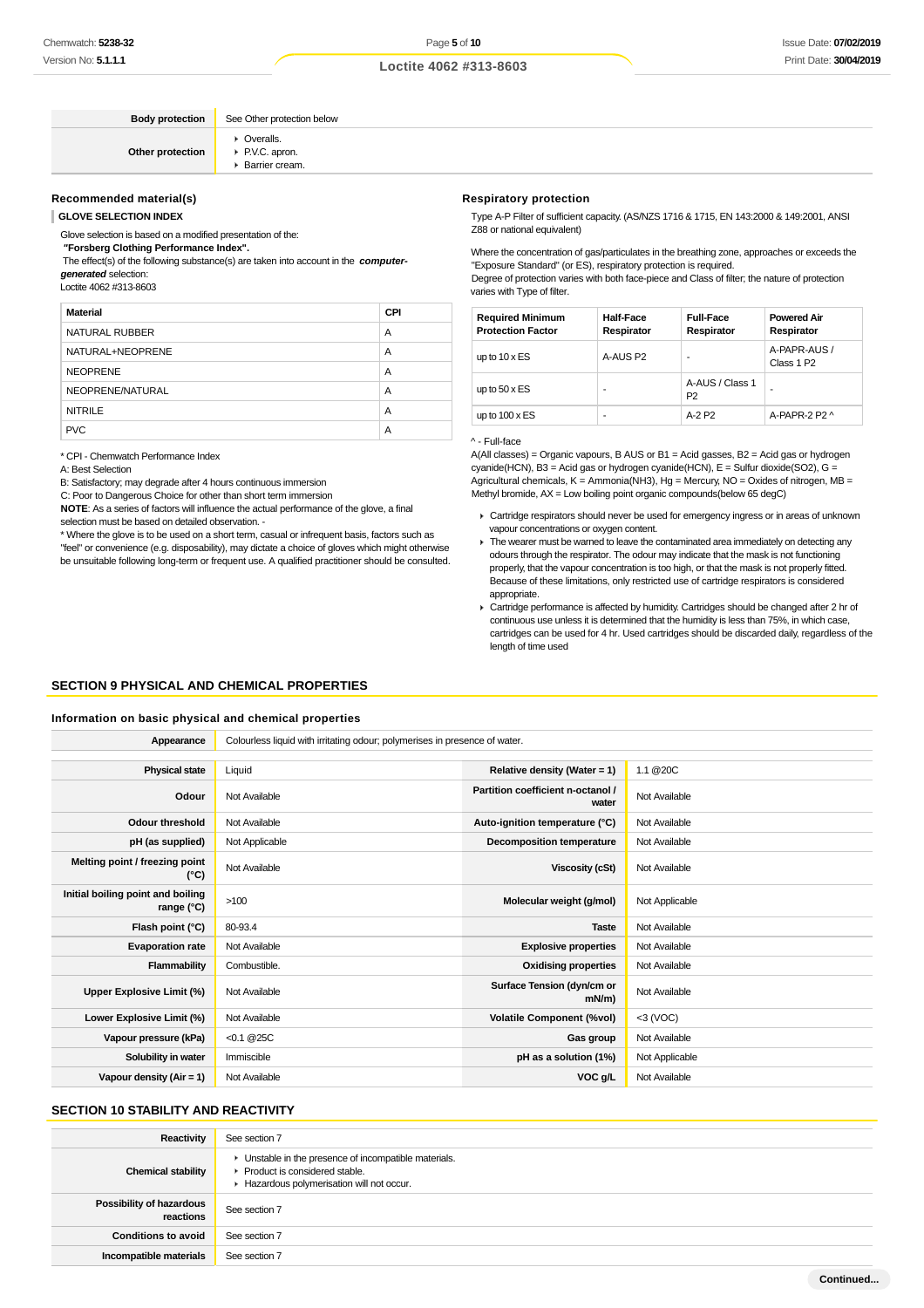| | |
|---|---|
| **Body protection** | See Other protection below |
| **Other protection** | - Overalls.<br>- P.V.C. apron.<br>- Barrier cream. |

### Recommended material(s)

**GLOVE SELECTION INDEX**

Glove selection is based on a modified presentation of the:
**"Forsberg Clothing Performance Index".**
The effect(s) of the following substance(s) are taken into account in the ***computer-generated*** selection:
Loctite 4062 #313-8603

| Material | CPI |
|---|---|
| NATURAL RUBBER | A |
| NATURAL+NEOPRENE | A |
| NEOPRENE | A |
| NEOPRENE/NATURAL | A |
| NITRILE | A |
| PVC | A |

* CPI - Chemwatch Performance Index
A: Best Selection
B: Satisfactory; may degrade after 4 hours continuous immersion
C: Poor to Dangerous Choice for other than short term immersion
**NOTE**: As a series of factors will influence the actual performance of the glove, a final selection must be based on detailed observation. -
* Where the glove is to be used on a short term, casual or infrequent basis, factors such as "feel" or convenience (e.g. disposability), may dictate a choice of gloves which might otherwise be unsuitable following long-term or frequent use. A qualified practitioner should be consulted.

### Respiratory protection

Type A-P Filter of sufficient capacity. (AS/NZS 1716 & 1715, EN 143:2000 & 149:2001, ANSI Z88 or national equivalent)

Where the concentration of gas/particulates in the breathing zone, approaches or exceeds the "Exposure Standard" (or ES), respiratory protection is required.
Degree of protection varies with both face-piece and Class of filter; the nature of protection varies with Type of filter.

| Required Minimum Protection Factor | Half-Face Respirator | Full-Face Respirator | Powered Air Respirator |
|---|---|---|---|
| up to 10 x ES | A-AUS P2 | - | A-PAPR-AUS / Class 1 P2 |
| up to 50 x ES | - | A-AUS / Class 1 P2 | - |
| up to 100 x ES | - | A-2 P2 | A-PAPR-2 P2 ^ |

^ - Full-face
A(All classes) = Organic vapours, B AUS or B1 = Acid gasses, B2 = Acid gas or hydrogen cyanide(HCN), B3 = Acid gas or hydrogen cyanide(HCN), E = Sulfur dioxide(SO2), G = Agricultural chemicals, K = Ammonia(NH3), Hg = Mercury, NO = Oxides of nitrogen, MB = Methyl bromide, AX = Low boiling point organic compounds(below 65 degC)

- Cartridge respirators should never be used for emergency ingress or in areas of unknown vapour concentrations or oxygen content.
- The wearer must be warned to leave the contaminated area immediately on detecting any odours through the respirator. The odour may indicate that the mask is not functioning properly, that the vapour concentration is too high, or that the mask is not properly fitted. Because of these limitations, only restricted use of cartridge respirators is considered appropriate.
- Cartridge performance is affected by humidity. Cartridges should be changed after 2 hr of continuous use unless it is determined that the humidity is less than 75%, in which case, cartridges can be used for 4 hr. Used cartridges should be discarded daily, regardless of the length of time used

## SECTION 9 PHYSICAL AND CHEMICAL PROPERTIES

### Information on basic physical and chemical properties

| | | | |
|---|---|---|---|
| **Appearance** | Colourless liquid with irritating odour; polymerises in presence of water. | | |
| **Physical state** | Liquid | **Relative density (Water = 1)** | 1.1 @20C |
| **Odour** | Not Available | **Partition coefficient n-octanol / water** | Not Available |
| **Odour threshold** | Not Available | **Auto-ignition temperature (°C)** | Not Available |
| **pH (as supplied)** | Not Applicable | **Decomposition temperature** | Not Available |
| **Melting point / freezing point (°C)** | Not Available | **Viscosity (cSt)** | Not Available |
| **Initial boiling point and boiling range (°C)** | >100 | **Molecular weight (g/mol)** | Not Applicable |
| **Flash point (°C)** | 80-93.4 | **Taste** | Not Available |
| **Evaporation rate** | Not Available | **Explosive properties** | Not Available |
| **Flammability** | Combustible. | **Oxidising properties** | Not Available |
| **Upper Explosive Limit (%)** | Not Available | **Surface Tension (dyn/cm or mN/m)** | Not Available |
| **Lower Explosive Limit (%)** | Not Available | **Volatile Component (%vol)** | <3 (VOC) |
| **Vapour pressure (kPa)** | <0.1 @25C | **Gas group** | Not Available |
| **Solubility in water** | Immiscible | **pH as a solution (1%)** | Not Applicable |
| **Vapour density (Air = 1)** | Not Available | **VOC g/L** | Not Available |

## SECTION 10 STABILITY AND REACTIVITY

| | |
|---|---|
| **Reactivity** | See section 7 |
| **Chemical stability** | - Unstable in the presence of incompatible materials.<br>- Product is considered stable.<br>- Hazardous polymerisation will not occur. |
| **Possibility of hazardous reactions** | See section 7 |
| **Conditions to avoid** | See section 7 |
| **Incompatible materials** | See section 7 |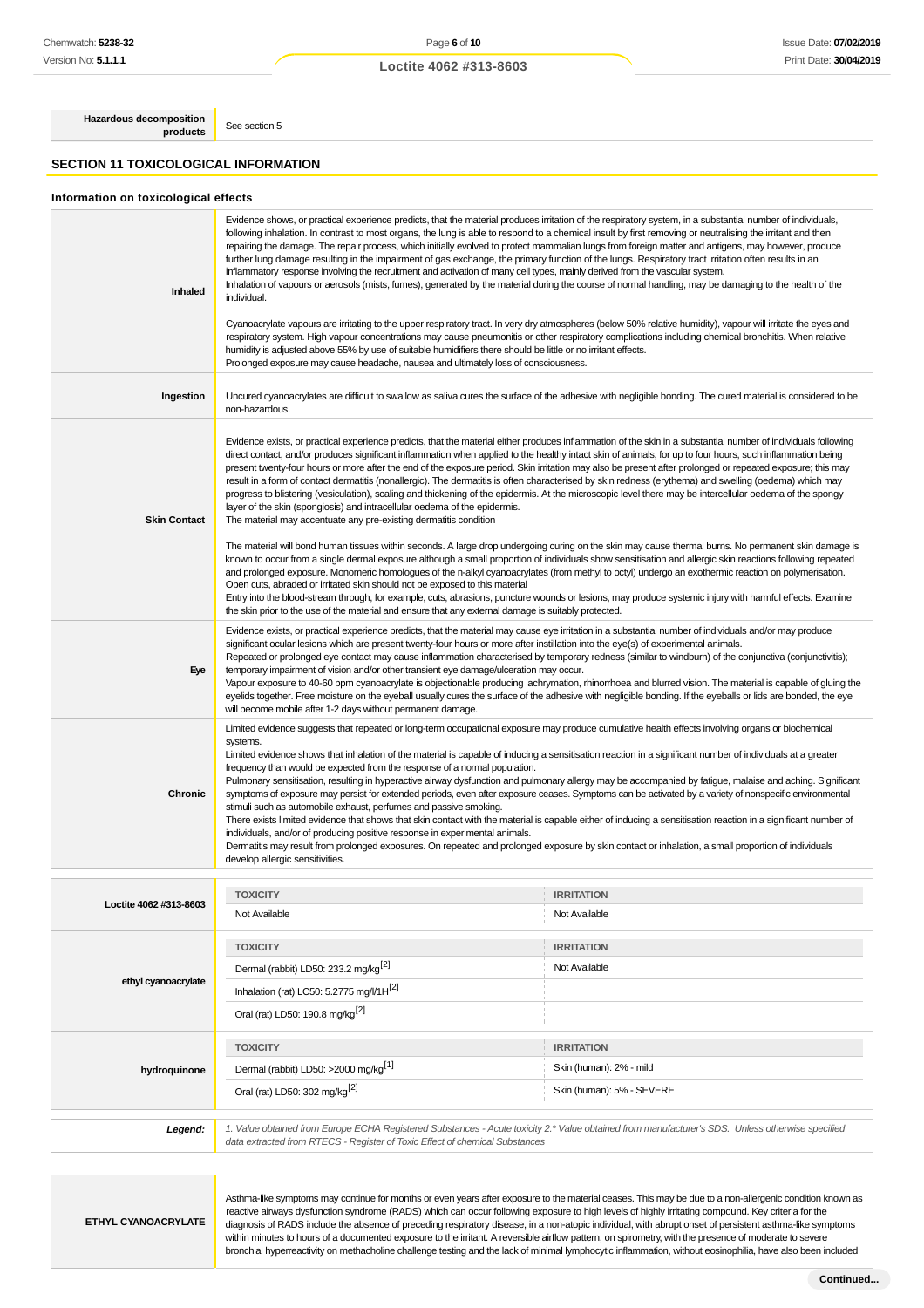| | |
|---|---|
| **Hazardous decomposition products** | See section 5 |

## SECTION 11 TOXICOLOGICAL INFORMATION

### Information on toxicological effects

| | |
|---|---|
| **Inhaled** | Evidence shows, or practical experience predicts, that the material produces irritation of the respiratory system, in a substantial number of individuals, following inhalation. In contrast to most organs, the lung is able to respond to a chemical insult by first removing or neutralising the irritant and then repairing the damage. The repair process, which initially evolved to protect mammalian lungs from foreign matter and antigens, may however, produce further lung damage resulting in the impairment of gas exchange, the primary function of the lungs. Respiratory tract irritation often results in an inflammatory response involving the recruitment and activation of many cell types, mainly derived from the vascular system.<br>Inhalation of vapours or aerosols (mists, fumes), generated by the material during the course of normal handling, may be damaging to the health of the individual.<br><br>Cyanoacrylate vapours are irritating to the upper respiratory tract. In very dry atmospheres (below 50% relative humidity), vapour will irritate the eyes and respiratory system. High vapour concentrations may cause pneumonitis or other respiratory complications including chemical bronchitis. When relative humidity is adjusted above 55% by use of suitable humidifiers there should be little or no irritant effects.<br>Prolonged exposure may cause headache, nausea and ultimately loss of consciousness. |
| **Ingestion** | Uncured cyanoacrylates are difficult to swallow as saliva cures the surface of the adhesive with negligible bonding. The cured material is considered to be non-hazardous. |
| **Skin Contact** | Evidence exists, or practical experience predicts, that the material either produces inflammation of the skin in a substantial number of individuals following direct contact, and/or produces significant inflammation when applied to the healthy intact skin of animals, for up to four hours, such inflammation being present twenty-four hours or more after the end of the exposure period. Skin irritation may also be present after prolonged or repeated exposure; this may result in a form of contact dermatitis (nonallergic). The dermatitis is often characterised by skin redness (erythema) and swelling (oedema) which may progress to blistering (vesiculation), scaling and thickening of the epidermis. At the microscopic level there may be intercellular oedema of the spongy layer of the skin (spongiosis) and intracellular oedema of the epidermis.<br>The material may accentuate any pre-existing dermatitis condition<br><br>The material will bond human tissues within seconds. A large drop undergoing curing on the skin may cause thermal burns. No permanent skin damage is known to occur from a single dermal exposure although a small proportion of individuals show sensitisation and allergic skin reactions following repeated and prolonged exposure. Monomeric homologues of the n-alkyl cyanoacrylates (from methyl to octyl) undergo an exothermic reaction on polymerisation.<br>Open cuts, abraded or irritated skin should not be exposed to this material<br>Entry into the blood-stream through, for example, cuts, abrasions, puncture wounds or lesions, may produce systemic injury with harmful effects. Examine the skin prior to the use of the material and ensure that any external damage is suitably protected. |
| **Eye** | Evidence exists, or practical experience predicts, that the material may cause eye irritation in a substantial number of individuals and/or may produce significant ocular lesions which are present twenty-four hours or more after instillation into the eye(s) of experimental animals.<br>Repeated or prolonged eye contact may cause inflammation characterised by temporary redness (similar to windburn) of the conjunctiva (conjunctivitis); temporary impairment of vision and/or other transient eye damage/ulceration may occur.<br>Vapour exposure to 40-60 ppm cyanoacrylate is objectionable producing lachrymation, rhinorrhoea and blurred vision. The material is capable of gluing the eyelids together. Free moisture on the eyeball usually cures the surface of the adhesive with negligible bonding. If the eyeballs or lids are bonded, the eye will become mobile after 1-2 days without permanent damage. |
| **Chronic** | Limited evidence suggests that repeated or long-term occupational exposure may produce cumulative health effects involving organs or biochemical systems.<br>Limited evidence shows that inhalation of the material is capable of inducing a sensitisation reaction in a significant number of individuals at a greater frequency than would be expected from the response of a normal population.<br>Pulmonary sensitisation, resulting in hyperactive airway dysfunction and pulmonary allergy may be accompanied by fatigue, malaise and aching. Significant symptoms of exposure may persist for extended periods, even after exposure ceases. Symptoms can be activated by a variety of nonspecific environmental stimuli such as automobile exhaust, perfumes and passive smoking.<br>There exists limited evidence that shows that skin contact with the material is capable either of inducing a sensitisation reaction in a significant number of individuals, and/or of producing positive response in experimental animals.<br>Dermatitis may result from prolonged exposures. On repeated and prolonged exposure by skin contact or inhalation, a small proportion of individuals develop allergic sensitivities. |

| | TOXICITY | IRRITATION |
|---|---|---|
| **Loctite 4062 #313-8603** | Not Available | Not Available |
| **ethyl cyanoacrylate** | Dermal (rabbit) LD50: 233.2 mg/kg[2] | Not Available |
| | Inhalation (rat) LC50: 5.2775 mg/l/1H[2] | |
| | Oral (rat) LD50: 190.8 mg/kg[2] | |
| **hydroquinone** | Dermal (rabbit) LD50: >2000 mg/kg[1] | Skin (human): 2% - mild |
| | Oral (rat) LD50: 302 mg/kg[2] | Skin (human): 5% - SEVERE |

| | |
|---|---|
| ***Legend:*** | *1. Value obtained from Europe ECHA Registered Substances - Acute toxicity 2.\* Value obtained from manufacturer's SDS. Unless otherwise specified data extracted from RTECS - Register of Toxic Effect of chemical Substances* |

| | |
|---|---|
| **ETHYL CYANOACRYLATE** | Asthma-like symptoms may continue for months or even years after exposure to the material ceases. This may be due to a non-allergenic condition known as reactive airways dysfunction syndrome (RADS) which can occur following exposure to high levels of highly irritating compound. Key criteria for the diagnosis of RADS include the absence of preceding respiratory disease, in a non-atopic individual, with abrupt onset of persistent asthma-like symptoms within minutes to hours of a documented exposure to the irritant. A reversible airflow pattern, on spirometry, with the presence of moderate to severe bronchial hyperreactivity on methacholine challenge testing and the lack of minimal lymphocytic inflammation, without eosinophilia, have also been included |

**Continued...**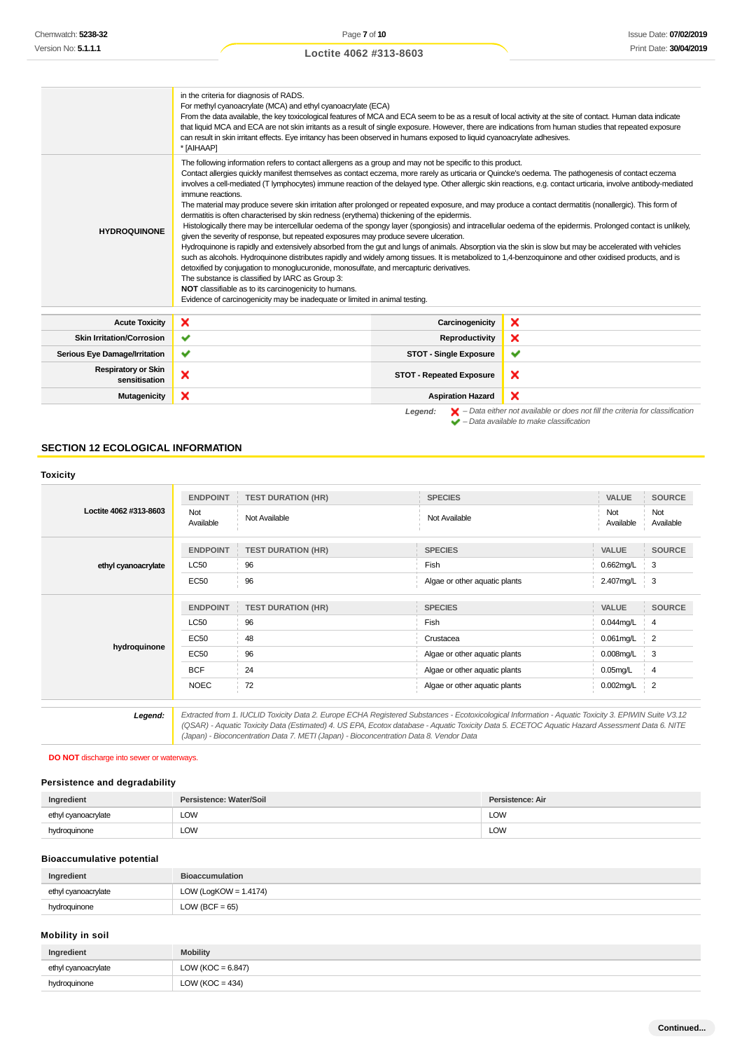| | |
|---|---|
| | in the criteria for diagnosis of RADS.<br>For methyl cyanoacrylate (MCA) and ethyl cyanoacrylate (ECA)<br>From the data available, the key toxicological features of MCA and ECA seem to be as a result of local activity at the site of contact. Human data indicate that liquid MCA and ECA are not skin irritants as a result of single exposure. However, there are indications from human studies that repeated exposure can result in skin irritant effects. Eye irritancy has been observed in humans exposed to liquid cyanoacrylate adhesives.<br>* [AIHAAP] |
| **HYDROQUINONE** | The following information refers to contact allergens as a group and may not be specific to this product.<br>Contact allergies quickly manifest themselves as contact eczema, more rarely as urticaria or Quincke's oedema. The pathogenesis of contact eczema involves a cell-mediated (T lymphocytes) immune reaction of the delayed type. Other allergic skin reactions, e.g. contact urticaria, involve antibody-mediated immune reactions.<br>The material may produce severe skin irritation after prolonged or repeated exposure, and may produce a contact dermatitis (nonallergic). This form of dermatitis is often characterised by skin redness (erythema) thickening of the epidermis.<br>Histologically there may be intercellular oedema of the spongy layer (spongiosis) and intracellular oedema of the epidermis. Prolonged contact is unlikely, given the severity of response, but repeated exposures may produce severe ulceration.<br>Hydroquinone is rapidly and extensively absorbed from the gut and lungs of animals. Absorption via the skin is slow but may be accelerated with vehicles such as alcohols. Hydroquinone distributes rapidly and widely among tissues. It is metabolized to 1,4-benzoquinone and other oxidised products, and is detoxified by conjugation to monoglucuronide, monosulfate, and mercapturic derivatives.<br>The substance is classified by IARC as Group 3:<br>**NOT** classifiable as to its carcinogenicity to humans.<br>Evidence of carcinogenicity may be inadequate or limited in animal testing. |

| | | | |
|---|---|---|---|
| **Acute Toxicity** | ❌ | **Carcinogenicity** | ❌ |
| **Skin Irritation/Corrosion** | ✔ | **Reproductivity** | ❌ |
| **Serious Eye Damage/Irritation** | ✔ | **STOT - Single Exposure** | ✔ |
| **Respiratory or Skin sensitisation** | ❌ | **STOT - Repeated Exposure** | ❌ |
| **Mutagenicity** | ❌ | **Aspiration Hazard** | ❌ |

***Legend:*** ❌ *– Data either not available or does not fill the criteria for classification*
✔ *– Data available to make classification*

## SECTION 12 ECOLOGICAL INFORMATION

### Toxicity

**Loctite 4062 #313-8603**

| ENDPOINT | TEST DURATION (HR) | SPECIES | VALUE | SOURCE |
|---|---|---|---|---|
| Not Available | Not Available | Not Available | Not Available | Not Available |

**ethyl cyanoacrylate**

| ENDPOINT | TEST DURATION (HR) | SPECIES | VALUE | SOURCE |
|---|---|---|---|---|
| LC50 | 96 | Fish | 0.662mg/L | 3 |
| EC50 | 96 | Algae or other aquatic plants | 2.407mg/L | 3 |

**hydroquinone**

| ENDPOINT | TEST DURATION (HR) | SPECIES | VALUE | SOURCE |
|---|---|---|---|---|
| LC50 | 96 | Fish | 0.044mg/L | 4 |
| EC50 | 48 | Crustacea | 0.061mg/L | 2 |
| EC50 | 96 | Algae or other aquatic plants | 0.008mg/L | 3 |
| BCF | 24 | Algae or other aquatic plants | 0.05mg/L | 4 |
| NOEC | 72 | Algae or other aquatic plants | 0.002mg/L | 2 |

***Legend:*** *Extracted from 1. IUCLID Toxicity Data 2. Europe ECHA Registered Substances - Ecotoxicological Information - Aquatic Toxicity 3. EPIWIN Suite V3.12 (QSAR) - Aquatic Toxicity Data (Estimated) 4. US EPA, Ecotox database - Aquatic Toxicity Data 5. ECETOC Aquatic Hazard Assessment Data 6. NITE (Japan) - Bioconcentration Data 7. METI (Japan) - Bioconcentration Data 8. Vendor Data*

**DO NOT** discharge into sewer or waterways.

### Persistence and degradability

| Ingredient | Persistence: Water/Soil | Persistence: Air |
|---|---|---|
| ethyl cyanoacrylate | LOW | LOW |
| hydroquinone | LOW | LOW |

### Bioaccumulative potential

| Ingredient | Bioaccumulation |
|---|---|
| ethyl cyanoacrylate | LOW (LogKOW = 1.4174) |
| hydroquinone | LOW (BCF = 65) |

### Mobility in soil

| Ingredient | Mobility |
|---|---|
| ethyl cyanoacrylate | LOW (KOC = 6.847) |
| hydroquinone | LOW (KOC = 434) |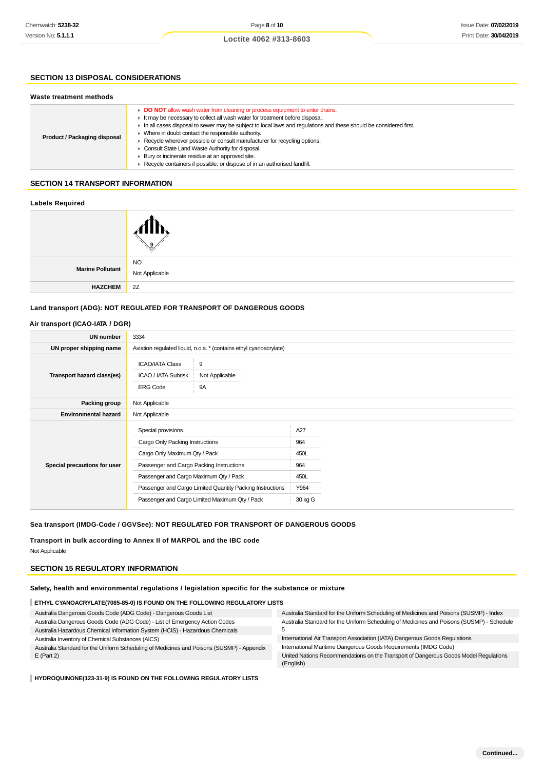## SECTION 13 DISPOSAL CONSIDERATIONS

### Waste treatment methods

| | |
|---|---|
| **Product / Packaging disposal** | ▸ **DO NOT** allow wash water from cleaning or process equipment to enter drains.<br>▸ It may be necessary to collect all wash water for treatment before disposal.<br>▸ In all cases disposal to sewer may be subject to local laws and regulations and these should be considered first.<br>▸ Where in doubt contact the responsible authority.<br>▸ Recycle wherever possible or consult manufacturer for recycling options.<br>▸ Consult State Land Waste Authority for disposal.<br>▸ Bury or incinerate residue at an approved site.<br>▸ Recycle containers if possible, or dispose of in an authorised landfill. |

## SECTION 14 TRANSPORT INFORMATION

### Labels Required

| | |
|---|---|
| | 9 |
| **Marine Pollutant** | NO<br>Not Applicable |
| **HAZCHEM** | 2Z |

### Land transport (ADG): NOT REGULATED FOR TRANSPORT OF DANGEROUS GOODS

### Air transport (ICAO-IATA / DGR)

| | |
|---|---|
| **UN number** | 3334 |
| **UN proper shipping name** | Aviation regulated liquid, n.o.s. * (contains ethyl cyanoacrylate) |
| **Transport hazard class(es)** | ICAO/IATA Class: 9<br>ICAO / IATA Subrisk: Not Applicable<br>ERG Code: 9A |
| **Packing group** | Not Applicable |
| **Environmental hazard** | Not Applicable |
| **Special precautions for user** | Special provisions: A27<br>Cargo Only Packing Instructions: 964<br>Cargo Only Maximum Qty / Pack: 450L<br>Passenger and Cargo Packing Instructions: 964<br>Passenger and Cargo Maximum Qty / Pack: 450L<br>Passenger and Cargo Limited Quantity Packing Instructions: Y964<br>Passenger and Cargo Limited Maximum Qty / Pack: 30 kg G |

### Sea transport (IMDG-Code / GGVSee): NOT REGULATED FOR TRANSPORT OF DANGEROUS GOODS

### Transport in bulk according to Annex II of MARPOL and the IBC code

Not Applicable

## SECTION 15 REGULATORY INFORMATION

### Safety, health and environmental regulations / legislation specific for the substance or mixture

#### ETHYL CYANOACRYLATE(7085-85-0) IS FOUND ON THE FOLLOWING REGULATORY LISTS

- Australia Dangerous Goods Code (ADG Code) - Dangerous Goods List
- Australia Dangerous Goods Code (ADG Code) - List of Emergency Action Codes
- Australia Hazardous Chemical Information System (HCIS) - Hazardous Chemicals
- Australia Inventory of Chemical Substances (AICS)
- Australia Standard for the Uniform Scheduling of Medicines and Poisons (SUSMP) - Appendix E (Part 2)
- Australia Standard for the Uniform Scheduling of Medicines and Poisons (SUSMP) - Index
- Australia Standard for the Uniform Scheduling of Medicines and Poisons (SUSMP) - Schedule 5
- International Air Transport Association (IATA) Dangerous Goods Regulations
- International Maritime Dangerous Goods Requirements (IMDG Code)
- United Nations Recommendations on the Transport of Dangerous Goods Model Regulations (English)

#### HYDROQUINONE(123-31-9) IS FOUND ON THE FOLLOWING REGULATORY LISTS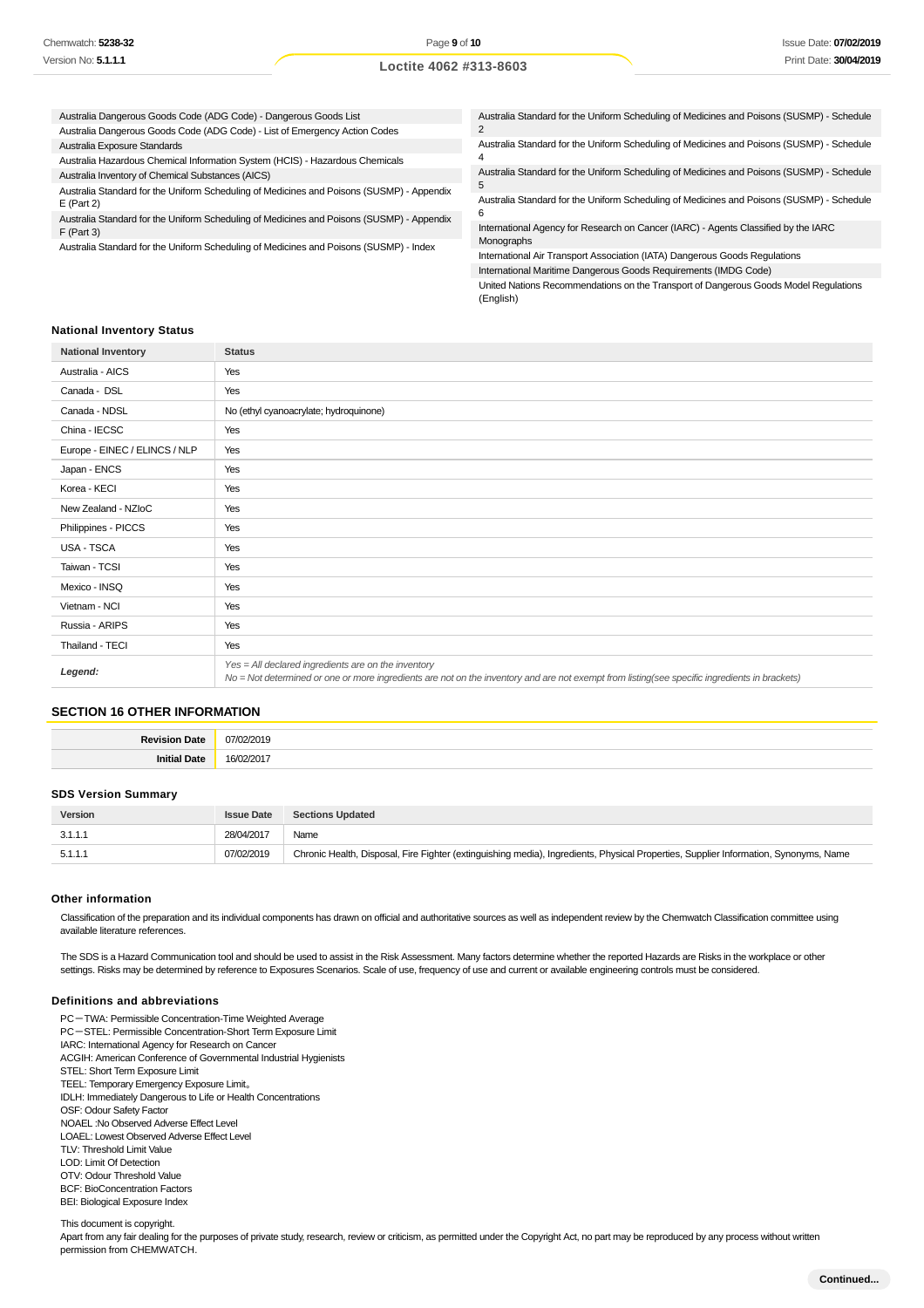Australia Dangerous Goods Code (ADG Code) - Dangerous Goods List
Australia Dangerous Goods Code (ADG Code) - List of Emergency Action Codes
Australia Exposure Standards
Australia Hazardous Chemical Information System (HCIS) - Hazardous Chemicals
Australia Inventory of Chemical Substances (AICS)
Australia Standard for the Uniform Scheduling of Medicines and Poisons (SUSMP) - Appendix E (Part 2)
Australia Standard for the Uniform Scheduling of Medicines and Poisons (SUSMP) - Appendix F (Part 3)
Australia Standard for the Uniform Scheduling of Medicines and Poisons (SUSMP) - Index
Australia Standard for the Uniform Scheduling of Medicines and Poisons (SUSMP) - Schedule 2
Australia Standard for the Uniform Scheduling of Medicines and Poisons (SUSMP) - Schedule 4
Australia Standard for the Uniform Scheduling of Medicines and Poisons (SUSMP) - Schedule 5
Australia Standard for the Uniform Scheduling of Medicines and Poisons (SUSMP) - Schedule 6
International Agency for Research on Cancer (IARC) - Agents Classified by the IARC Monographs
International Air Transport Association (IATA) Dangerous Goods Regulations
International Maritime Dangerous Goods Requirements (IMDG Code)
United Nations Recommendations on the Transport of Dangerous Goods Model Regulations (English)

### National Inventory Status

| National Inventory | Status |
|---|---|
| Australia - AICS | Yes |
| Canada - DSL | Yes |
| Canada - NDSL | No (ethyl cyanoacrylate; hydroquinone) |
| China - IECSC | Yes |
| Europe - EINEC / ELINCS / NLP | Yes |
| Japan - ENCS | Yes |
| Korea - KECI | Yes |
| New Zealand - NZIoC | Yes |
| Philippines - PICCS | Yes |
| USA - TSCA | Yes |
| Taiwan - TCSI | Yes |
| Mexico - INSQ | Yes |
| Vietnam - NCI | Yes |
| Russia - ARIPS | Yes |
| Thailand - TECI | Yes |
| ***Legend:*** | *Yes = All declared ingredients are on the inventory*<br>*No = Not determined or one or more ingredients are not on the inventory and are not exempt from listing(see specific ingredients in brackets)* |

## SECTION 16 OTHER INFORMATION

| | |
|---|---|
| **Revision Date** | 07/02/2019 |
| **Initial Date** | 16/02/2017 |

### SDS Version Summary

| Version | Issue Date | Sections Updated |
|---|---|---|
| 3.1.1.1 | 28/04/2017 | Name |
| 5.1.1.1 | 07/02/2019 | Chronic Health, Disposal, Fire Fighter (extinguishing media), Ingredients, Physical Properties, Supplier Information, Synonyms, Name |

### Other information

Classification of the preparation and its individual components has drawn on official and authoritative sources as well as independent review by the Chemwatch Classification committee using available literature references.

The SDS is a Hazard Communication tool and should be used to assist in the Risk Assessment. Many factors determine whether the reported Hazards are Risks in the workplace or other settings. Risks may be determined by reference to Exposures Scenarios. Scale of use, frequency of use and current or available engineering controls must be considered.

### Definitions and abbreviations

PC－TWA: Permissible Concentration-Time Weighted Average
PC－STEL: Permissible Concentration-Short Term Exposure Limit
IARC: International Agency for Research on Cancer
ACGIH: American Conference of Governmental Industrial Hygienists
STEL: Short Term Exposure Limit
TEEL: Temporary Emergency Exposure Limit。
IDLH: Immediately Dangerous to Life or Health Concentrations
OSF: Odour Safety Factor
NOAEL :No Observed Adverse Effect Level
LOAEL: Lowest Observed Adverse Effect Level
TLV: Threshold Limit Value
LOD: Limit Of Detection
OTV: Odour Threshold Value
BCF: BioConcentration Factors
BEI: Biological Exposure Index

This document is copyright.
Apart from any fair dealing for the purposes of private study, research, review or criticism, as permitted under the Copyright Act, no part may be reproduced by any process without written permission from CHEMWATCH.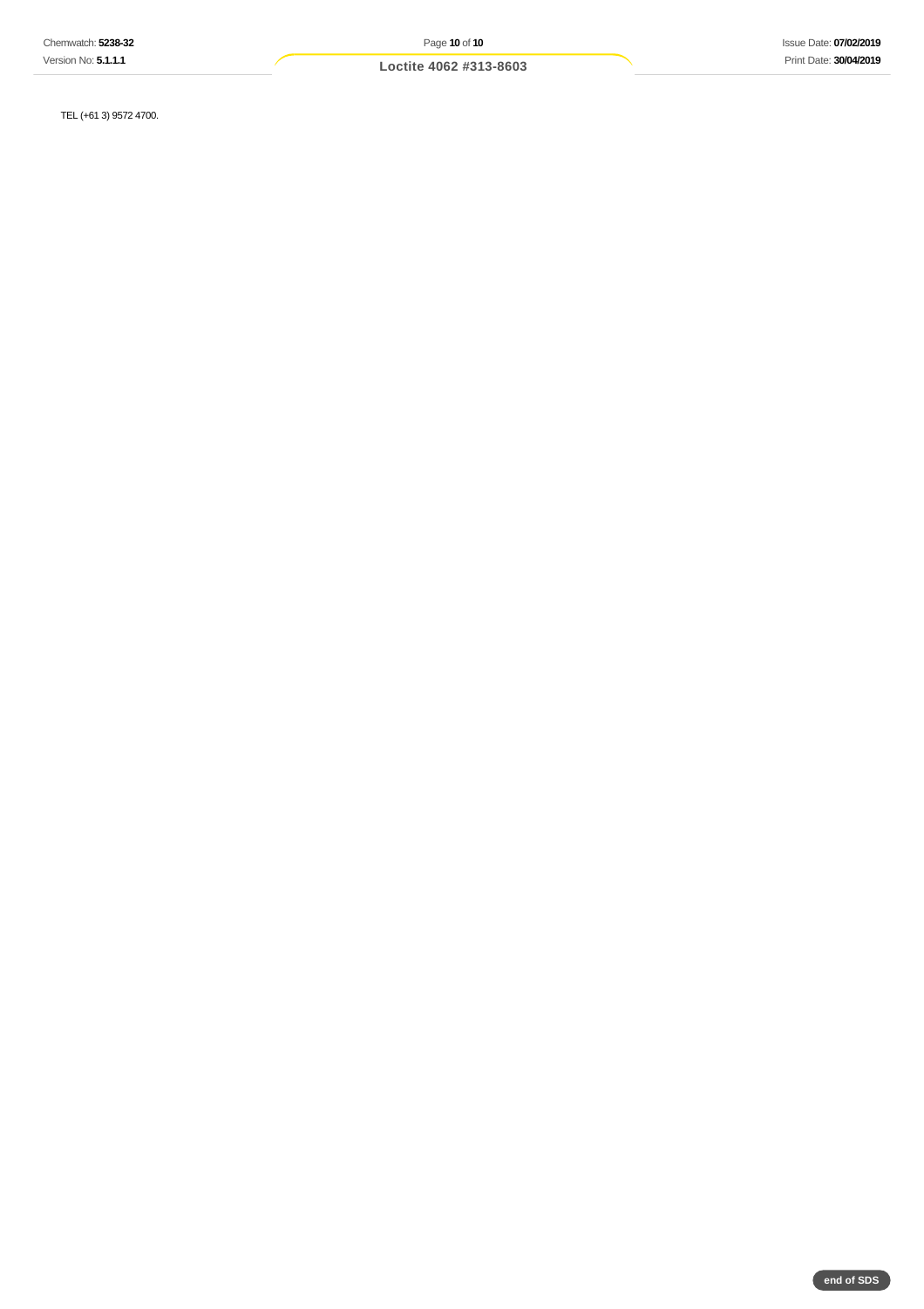TEL (+61 3) 9572 4700.

**end of SDS**